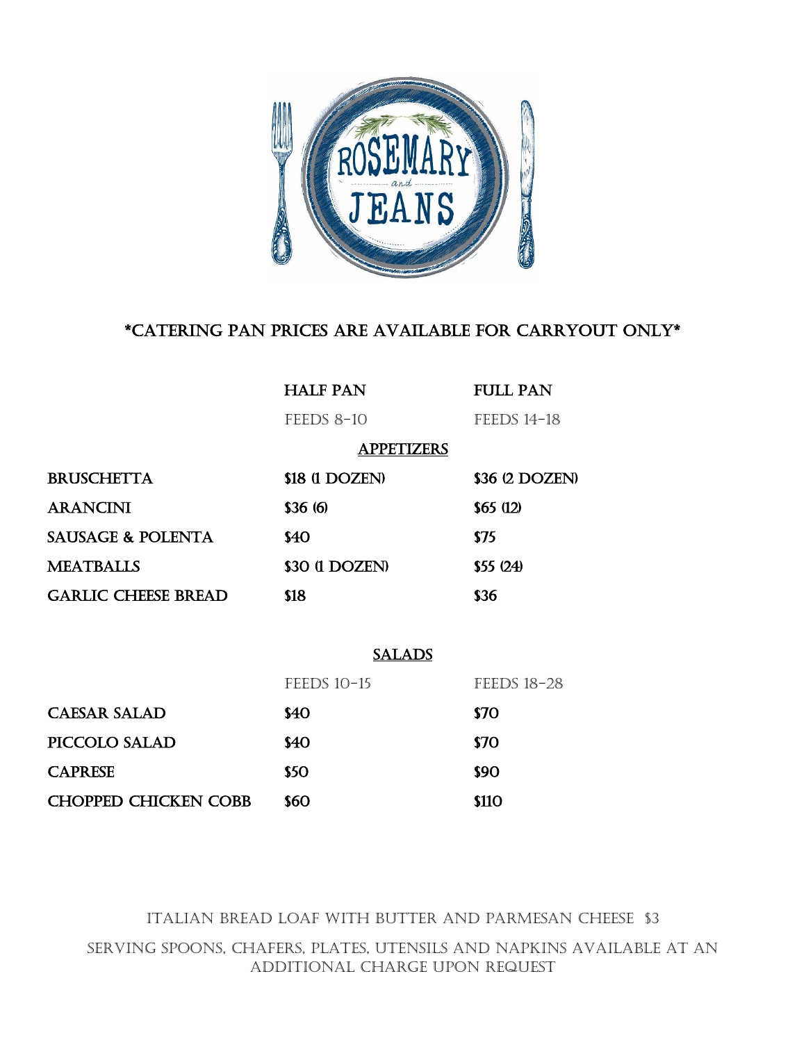# ROSEMARY and JEANS

**\*CATERING PAN PRICES ARE AVAILABLE FOR CARRYOUT ONLY\***

| | HALF PAN | FULL PAN |
|---|---|---|
| | FEEDS 8-10 | FEEDS 14-18 |
| | **APPETIZERS** | |
| **BRUSCHETTA** | **$18 (1 DOZEN)** | **$36 (2 DOZEN)** |
| **ARANCINI** | **$36 (6)** | **$65 (12)** |
| **SAUSAGE & POLENTA** | **$40** | **$75** |
| **MEATBALLS** | **$30 (1 DOZEN)** | **$55 (24)** |
| **GARLIC CHEESE BREAD** | **$18** | **$36** |

## SALADS

| | FEEDS 10-15 | FEEDS 18-28 |
|---|---|---|
| **CAESAR SALAD** | **$40** | **$70** |
| **PICCOLO SALAD** | **$40** | **$70** |
| **CAPRESE** | **$50** | **$90** |
| **CHOPPED CHICKEN COBB** | **$60** | **$110** |

ITALIAN BREAD LOAF WITH BUTTER AND PARMESAN CHEESE $3

SERVING SPOONS, CHAFERS, PLATES, UTENSILS AND NAPKINS AVAILABLE AT AN ADDITIONAL CHARGE UPON REQUEST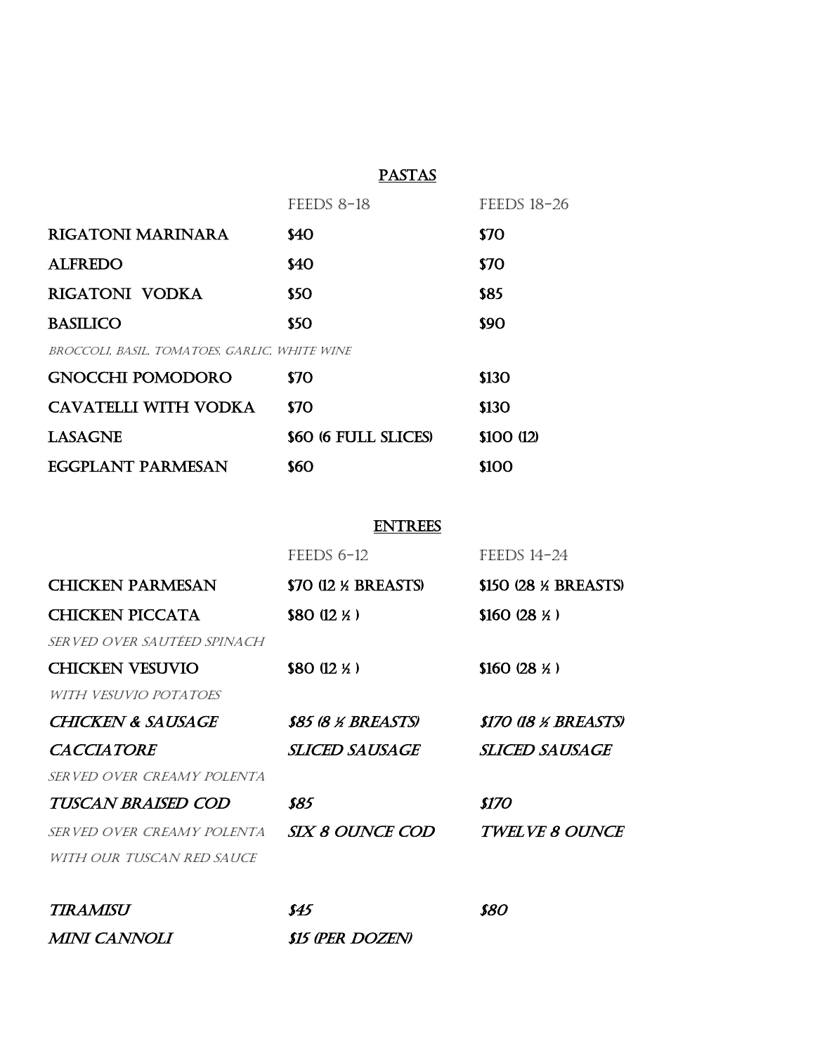## PASTAS

| | FEEDS 8-18 | FEEDS 18-26 |
|---|---|---|
| **RIGATONI MARINARA** | **$40** | **$70** |
| **ALFREDO** | **$40** | **$70** |
| **RIGATONI VODKA** | **$50** | **$85** |
| **BASILICO** | **$50** | **$90** |
| *BROCCOLI, BASIL, TOMATOES, GARLIC, WHITE WINE* | | |
| **GNOCCHI POMODORO** | **$70** | **$130** |
| **CAVATELLI WITH VODKA** | **$70** | **$130** |
| **LASAGNE** | **$60 (6 FULL SLICES)** | **$100 (12)** |
| **EGGPLANT PARMESAN** | **$60** | **$100** |

## ENTREES

| | FEEDS 6-12 | FEEDS 14-24 |
|---|---|---|
| **CHICKEN PARMESAN** | **$70 (12 ½ BREASTS)** | **$150 (28 ½ BREASTS)** |
| **CHICKEN PICCATA** | **$80 (12 ½ )** | **$160 (28 ½ )** |
| *SERVED OVER SAUTÉED SPINACH* | | |
| **CHICKEN VESUVIO** | **$80 (12 ½ )** | **$160 (28 ½ )** |
| *WITH VESUVIO POTATOES* | | |
| ***CHICKEN & SAUSAGE CACCIATORE*** | ***$85 (8 ½ BREASTS) SLICED SAUSAGE*** | ***$170 (18 ½ BREASTS) SLICED SAUSAGE*** |
| *SERVED OVER CREAMY POLENTA* | | |
| ***TUSCAN BRAISED COD*** | ***$85*** | ***$170*** |
| *SERVED OVER CREAMY POLENTA WITH OUR TUSCAN RED SAUCE* | ***SIX 8 OUNCE COD*** | ***TWELVE 8 OUNCE*** |
| ***TIRAMISU*** | ***$45*** | ***$80*** |
| ***MINI CANNOLI*** | ***$15 (PER DOZEN)*** | |